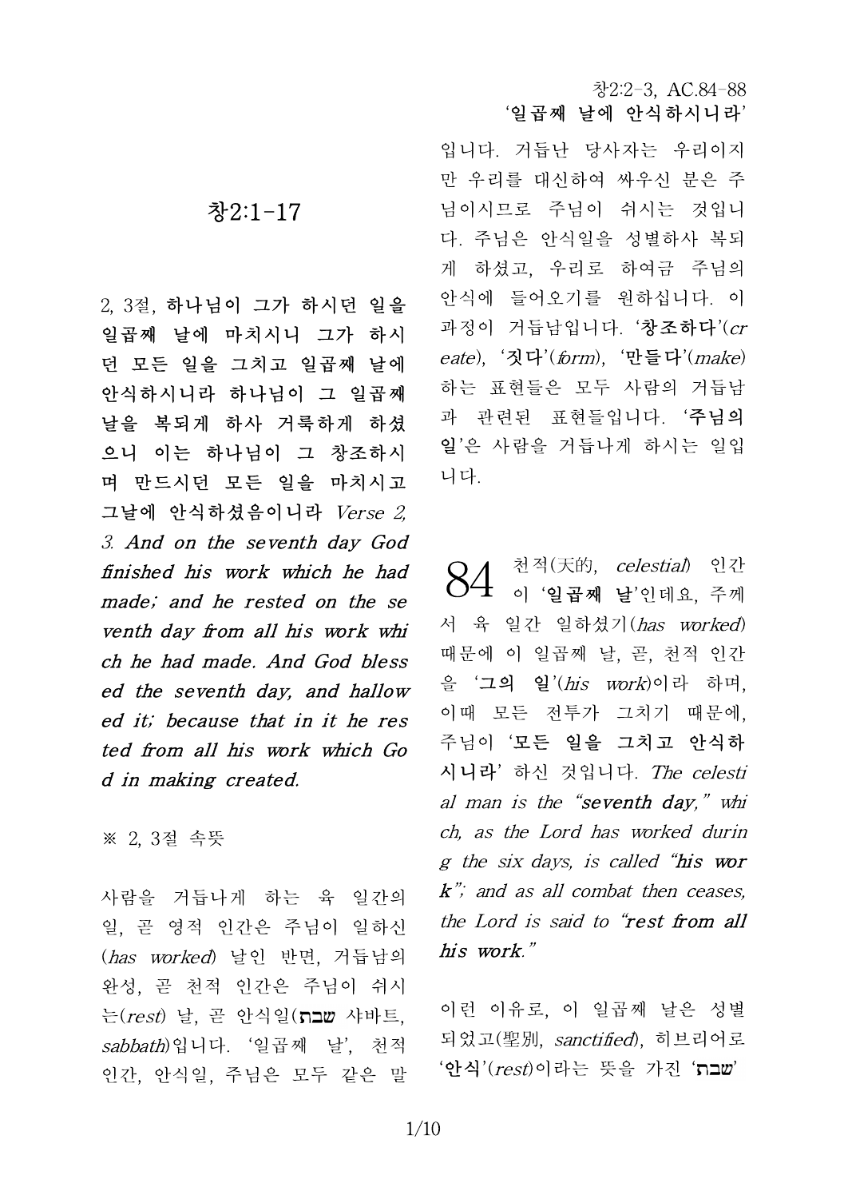# 창2:1-17

2, 3절, **하나님이 그가 하시던 일을 일곱째 날에 마치시니 그가 하시던 모든 일을 그치고 일곱째 날에 안식하시니라 하나님이 그 일곱째 날을 복되게 하사 거룩하게 하셨으니 이는 하나님이 그 창조하시며 만드시던 모든 일을 마치시고 그날에 안식하셨음이니라** *Verse 2, 3.* ***And on the seventh day God finished his work which he had made; and he rested on the seventh day from all his work which he had made. And God blessed the seventh day, and hallowed it; because that in it he rested from all his work which God in making created.***

※ 2, 3절 속뜻

사람을 거듭나게 하는 육 일간의 일, 곧 영적 인간은 주님이 일하신(*has worked*) 날인 반면, 거듭남의 완성, 곧 천적 인간은 주님이 쉬시는(*rest*) 날, 곧 안식일(**שבת** 샤바트, *sabbath*)입니다. '일곱째 날', 천적 인간, 안식일, 주님은 모두 같은 말입니다. 거듭난 당사자는 우리이지만 우리를 대신하여 싸우신 분은 주님이시므로 주님이 쉬시는 것입니다. 주님은 안식일을 성별하사 복되게 하셨고, 우리로 하여금 주님의 안식에 들어오기를 원하십니다. 이 과정이 거듭남입니다. '**창조하다**'(*create*), '**짓다**'(*form*), '**만들다**'(*make*) 하는 표현들은 모두 사람의 거듭남과 관련된 표현들입니다. '**주님의 일**'은 사람을 거듭나게 하시는 일입니다.

**84** 천적(天的, *celestial*) 인간이 '**일곱째 날**'인데요, 주께서 육 일간 일하셨기(*has worked*) 때문에 이 일곱째 날, 곧, 천적 인간을 '**그의 일**'(*his work*)이라 하며, 이때 모든 전투가 그치기 때문에, 주님이 '**모든 일을 그치고 안식하시니라**' 하신 것입니다. *The celestial man is the "**seventh day,**" which, as the Lord has worked during the six days, is called "**his work**"; and as all combat then ceases, the Lord is said to "**rest from all his work.**"*

이런 이유로, 이 일곱째 날은 성별되었고(聖別, *sanctified*), 히브리어로 '**안식**'(*rest*)이라는 뜻을 가진 '**שבת**'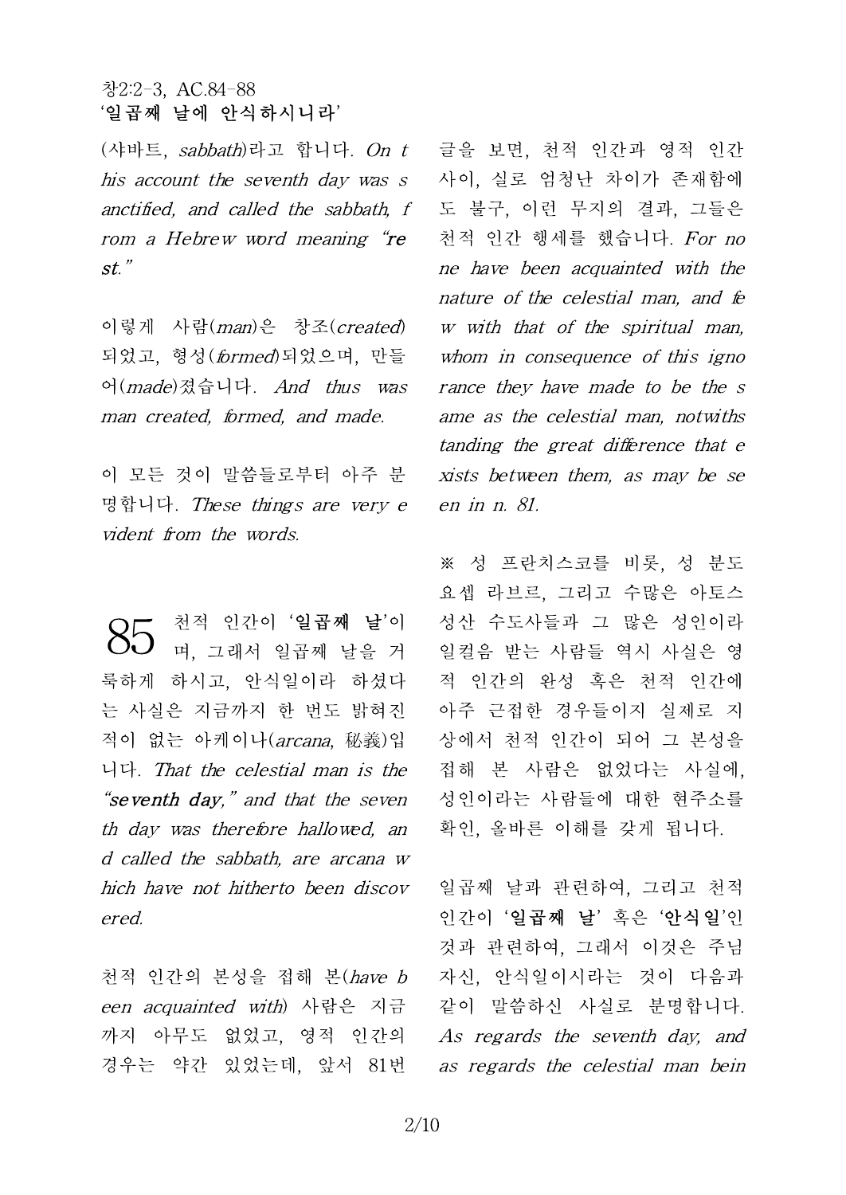창2:2-3, AC.84-88
**'일곱째 날에 안식하시니라'**

(샤바트, *sabbath*)라고 합니다. *On this account the seventh day was sanctified, and called the sabbath, from a Hebrew word meaning "**rest**."*

이렇게 사람(*man*)은 창조(*created*) 되었고, 형성(*formed*)되었으며, 만들어(*made*)졌습니다. *And thus was man created, formed, and made.*

이 모든 것이 말씀들로부터 아주 분명합니다. *These things are very evident from the words.*

**85** 천적 인간이 '**일곱째 날**'이며, 그래서 일곱째 날을 거룩하게 하시고, 안식일이라 하셨다는 사실은 지금까지 한 번도 밝혀진 적이 없는 아케이나(*arcana*, 秘義)입니다. *That the celestial man is the "**seventh day**," and that the seventh day was therefore hallowed, and called the sabbath, are arcana which have not hitherto been discovered.*

천적 인간의 본성을 접해 본(*have been acquainted with*) 사람은 지금까지 아무도 없었고, 영적 인간의 경우는 약간 있었는데, 앞서 81번 글을 보면, 천적 인간과 영적 인간 사이, 실로 엄청난 차이가 존재함에도 불구, 이런 무지의 결과, 그들은 천적 인간 행세를 했습니다. *For none have been acquainted with the nature of the celestial man, and few with that of the spiritual man, whom in consequence of this ignorance they have made to be the same as the celestial man, notwithstanding the great difference that exists between them, as may be seen in n. 81.*

※ 성 프란치스코를 비롯, 성 분도 요셉 라브르, 그리고 수많은 아토스 성산 수도사들과 그 많은 성인이라 일컬음 받는 사람들 역시 사실은 영적 인간의 완성 혹은 천적 인간에 아주 근접한 경우들이지 실제로 지상에서 천적 인간이 되어 그 본성을 접해 본 사람은 없었다는 사실에, 성인이라는 사람들에 대한 현주소를 확인, 올바른 이해를 갖게 됩니다.

일곱째 날과 관련하여, 그리고 천적 인간이 '**일곱째 날**' 혹은 '**안식일**'인 것과 관련하여, 그래서 이것은 주님 자신, 안식일이시라는 것이 다음과 같이 말씀하신 사실로 분명합니다. *As regards the seventh day, and as regards the celestial man bein*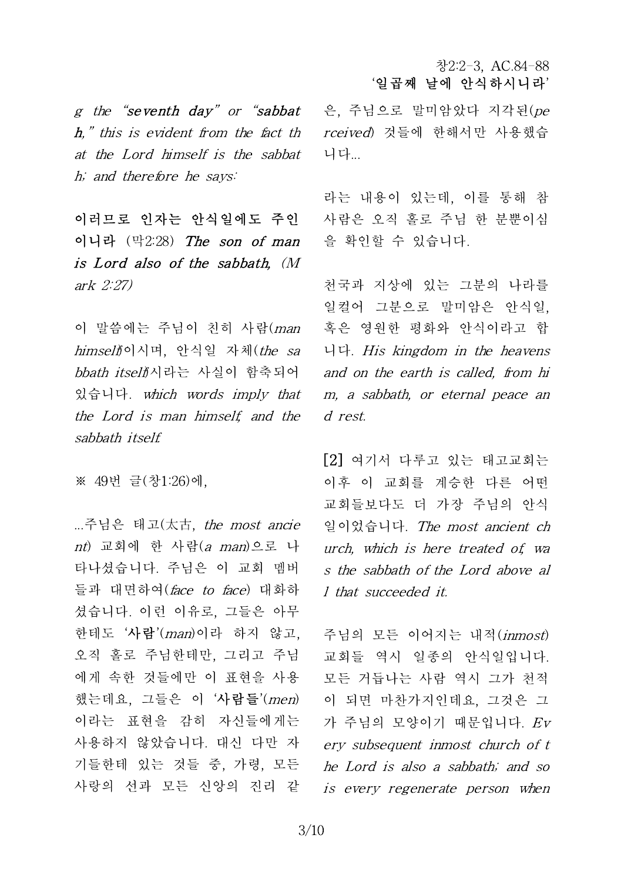*g the "**seventh day**" or "**sabbath,**" this is evident from the fact that the Lord himself is the sabbath; and therefore he says:*

**이러므로 인자는 안식일에도 주인이니라** (막2:28) ***The son of man is Lord also of the sabbath,*** *(Mark 2:27)*

이 말씀에는 주님이 친히 사람(*man himself*)이시며, 안식일 자체(*the sabbath itself*)시라는 사실이 함축되어 있습니다. *which words imply that the Lord is man himself, and the sabbath itself.*

※ 49번 글(창1:26)에,

...주님은 태고(太古, *the most ancient*) 교회에 한 사람(*a man*)으로 나타나셨습니다. 주님은 이 교회 멤버들과 대면하여(*face to face*) 대화하셨습니다. 이런 이유로, 그들은 아무한테도 '**사람**'(*man*)이라 하지 않고, 오직 홀로 주님한테만, 그리고 주님에게 속한 것들에만 이 표현을 사용했는데요, 그들은 이 '**사람들**'(*men*)이라는 표현을 감히 자신들에게는 사용하지 않았습니다. 대신 다만 자기들한테 있는 것들 중, 가령, 모든 사랑의 선과 모든 신앙의 진리 같은, 주님으로 말미암았다 지각된(*perceived*) 것들에 한해서만 사용했습니다...

라는 내용이 있는데, 이를 통해 참 사람은 오직 홀로 주님 한 분뿐이심을 확인할 수 있습니다.

천국과 지상에 있는 그분의 나라를 일컬어 그분으로 말미암은 안식일, 혹은 영원한 평화와 안식이라고 합니다. *His kingdom in the heavens and on the earth is called, from him, a sabbath, or eternal peace and rest.*

[2] 여기서 다루고 있는 태고교회는 이후 이 교회를 계승한 다른 어떤 교회들보다도 더 가장 주님의 안식일이었습니다. *The most ancient church, which is here treated of, was the sabbath of the Lord above all that succeeded it.*

주님의 모든 이어지는 내적(*inmost*) 교회들 역시 일종의 안식일입니다. 모든 거듭나는 사람 역시 그가 천적이 되면 마찬가지인데요, 그것은 그가 주님의 모양이기 때문입니다. *Every subsequent inmost church of the Lord is also a sabbath; and so is every regenerate person when*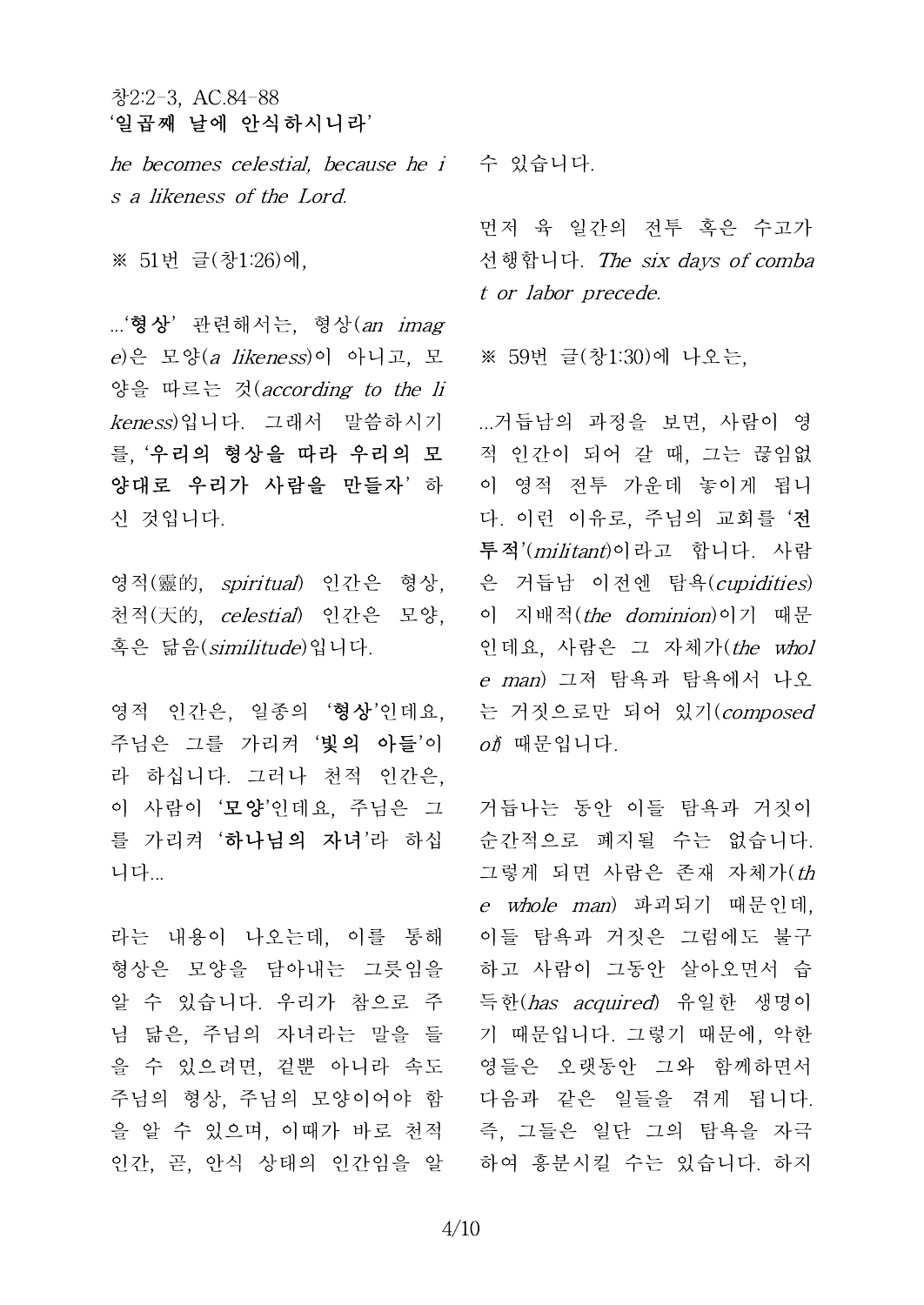he becomes celestial, because he is a likeness of the Lord.

※ 51번 글(창1:26)에,

...'**형상**' 관련해서는, 형상(*an image*)은 모양(*a likeness*)이 아니고, 모양을 따르는 것(*according to the likeness*)입니다. 그래서 말씀하시기를, '**우리의 형상을 따라 우리의 모양대로 우리가 사람을 만들자**' 하신 것입니다.

영적(靈的, *spiritual*) 인간은 형상, 천적(天的, *celestial*) 인간은 모양, 혹은 닮음(*similitude*)입니다.

영적 인간은, 일종의 '**형상**'인데요, 주님은 그를 가리켜 '**빛의 아들**'이라 하십니다. 그러나 천적 인간은, 이 사람이 '**모양**'인데요, 주님은 그를 가리켜 '**하나님의 자녀**'라 하십니다...

라는 내용이 나오는데, 이를 통해 형상은 모양을 담아내는 그릇임을 알 수 있습니다. 우리가 참으로 주님 닮은, 주님의 자녀라는 말을 들을 수 있으려면, 겉뿐 아니라 속도 주님의 형상, 주님의 모양이어야 함을 알 수 있으며, 이때가 바로 천적 인간, 곧, 안식 상태의 인간임을 알 수 있습니다.

먼저 육 일간의 전투 혹은 수고가 선행합니다. *The six days of combat or labor precede.*

※ 59번 글(창1:30)에 나오는,

...거듭남의 과정을 보면, 사람이 영적 인간이 되어 갈 때, 그는 끊임없이 영적 전투 가운데 놓이게 됩니다. 이런 이유로, 주님의 교회를 '**전투적**'(*militant*)이라고 합니다. 사람은 거듭남 이전엔 탐욕(*cupidities*)이 지배적(*the dominion*)이기 때문인데요, 사람은 그 자체가(*the whole man*) 그저 탐욕과 탐욕에서 나오는 거짓으로만 되어 있기(*composed of*) 때문입니다.

거듭나는 동안 이들 탐욕과 거짓이 순간적으로 폐지될 수는 없습니다. 그렇게 되면 사람은 존재 자체가(*the whole man*) 파괴되기 때문인데, 이들 탐욕과 거짓은 그럼에도 불구하고 사람이 그동안 살아오면서 습득한(*has acquired*) 유일한 생명이기 때문입니다. 그렇기 때문에, 악한 영들은 오랫동안 그와 함께하면서 다음과 같은 일들을 겪게 됩니다. 즉, 그들은 일단 그의 탐욕을 자극하여 흥분시킬 수는 있습니다. 하지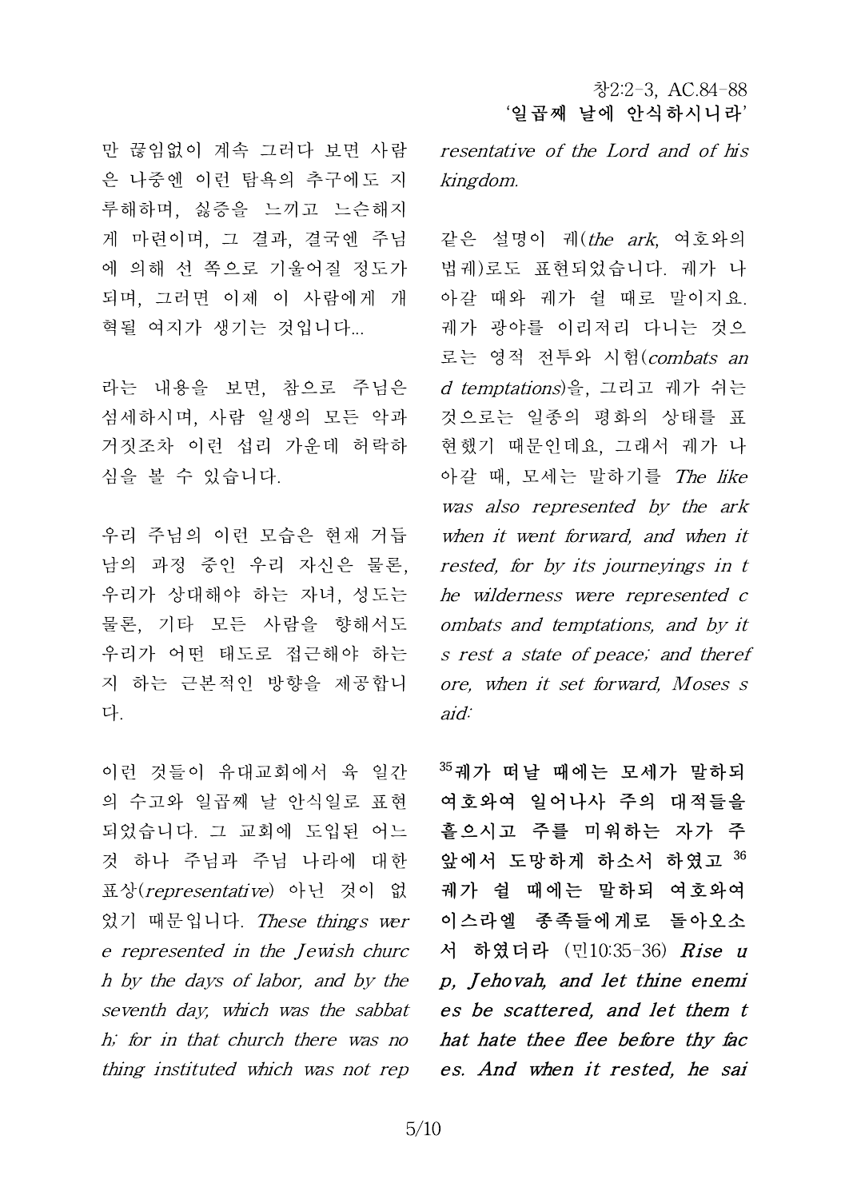만 끊임없이 계속 그러다 보면 사람은 나중엔 이런 탐욕의 추구에도 지루해하며, 싫증을 느끼고 느슨해지게 마련이며, 그 결과, 결국엔 주님에 의해 선 쪽으로 기울어질 정도가 되며, 그러면 이제 이 사람에게 개혁될 여지가 생기는 것입니다...

라는 내용을 보면, 참으로 주님은 섬세하시며, 사람 일생의 모든 악과 거짓조차 이런 섭리 가운데 허락하심을 볼 수 있습니다.

우리 주님의 이런 모습은 현재 거듭남의 과정 중인 우리 자신은 물론, 우리가 상대해야 하는 자녀, 성도는 물론, 기타 모든 사람을 향해서도 우리가 어떤 태도로 접근해야 하는지 하는 근본적인 방향을 제공합니다.

이런 것들이 유대교회에서 육 일간의 수고와 일곱째 날 안식일로 표현되었습니다. 그 교회에 도입된 어느 것 하나 주님과 주님 나라에 대한 표상(*representative*) 아닌 것이 없었기 때문입니다. *These things were represented in the Jewish church by the days of labor, and by the seventh day, which was the sabbath; for in that church there was nothing instituted which was not representative of the Lord and of his kingdom.*

같은 설명이 궤(*the ark*, 여호와의 법궤)로도 표현되었습니다. 궤가 나아갈 때와 궤가 쉴 때로 말이지요. 궤가 광야를 이리저리 다니는 것으로는 영적 전투와 시험(*combats and temptations*)을, 그리고 궤가 쉬는 것으로는 일종의 평화의 상태를 표현했기 때문인데요, 그래서 궤가 나아갈 때, 모세는 말하기를 *The like was also represented by the ark when it went forward, and when it rested, for by its journeyings in the wilderness were represented combats and temptations, and by its rest a state of peace; and therefore, when it set forward, Moses said:*

**[35]궤가 떠날 때에는 모세가 말하되 여호와여 일어나사 주의 대적들을 흩으시고 주를 미워하는 자가 주 앞에서 도망하게 하소서 하였고 [36]궤가 쉴 때에는 말하되 여호와여 이스라엘 종족들에게로 돌아오소서 하였더라** (민10:35-36) ***Rise up, Jehovah, and let thine enemies be scattered, and let them that hate thee flee before thy faces. And when it rested, he sai***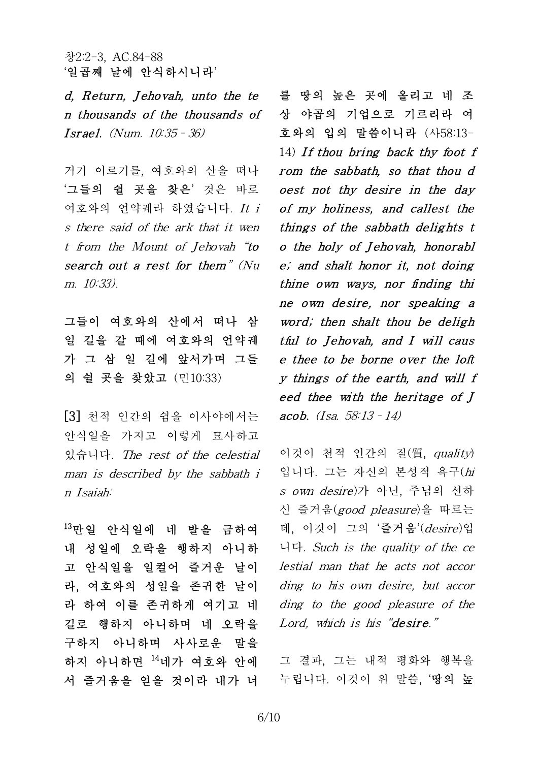창2:2-3, AC.84-88
'일곱째 날에 안식하시니라'

***d, Return, Jehovah, unto the ten thousands of the thousands of Israel.*** *(Num. 10:35 - 36)*

거기 이르기를, 여호와의 산을 떠나 '**그들의 쉴 곳을 찾은**' 것은 바로 여호와의 언약궤라 하였습니다. *It is there said of the ark that it went from the Mount of Jehovah "**to search out a rest for them**" (Num. 10:33).*

**그들이 여호와의 산에서 떠나 삼 일 길을 갈 때에 여호와의 언약궤가 그 삼 일 길에 앞서가며 그들의 쉴 곳을 찾았고** (민10:33)

[3] 천적 인간의 쉼을 이사야에서는 안식일을 가지고 이렇게 묘사하고 있습니다. *The rest of the celestial man is described by the sabbath in Isaiah:*

**[13]만일 안식일에 네 발을 금하여 내 성일에 오락을 행하지 아니하고 안식일을 일컬어 즐거운 날이라, 여호와의 성일을 존귀한 날이라 하여 이를 존귀하게 여기고 네 길로 행하지 아니하며 네 오락을 구하지 아니하며 사사로운 말을 하지 아니하면 [14]네가 여호와 안에서 즐거움을 얻을 것이라 내가 너를 땅의 높은 곳에 올리고 네 조상 야곱의 기업으로 기르리라 여호와의 입의 말씀이니라** (사58:13-14) ***If thou bring back thy foot from the sabbath, so that thou doest not thy desire in the day of my holiness, and callest the things of the sabbath delights to the holy of Jehovah, honorable; and shalt honor it, not doing thine own ways, nor finding thine own desire, nor speaking a word; then shalt thou be delightful to Jehovah, and I will cause thee to be borne over the lofty things of the earth, and will feed thee with the heritage of Jacob.*** *(Isa. 58:13 - 14)*

이것이 천적 인간의 질(質, *quality*)입니다. 그는 자신의 본성적 욕구(*his own desire*)가 아닌, 주님의 선하신 즐거움(*good pleasure*)을 따르는데, 이것이 그의 '**즐거움**'(*desire*)입니다. *Such is the quality of the celestial man that he acts not according to his own desire, but according to the good pleasure of the Lord, which is his "**desire**."*

그 결과, 그는 내적 평화와 행복을 누립니다. 이것이 위 말씀, '**땅의 높**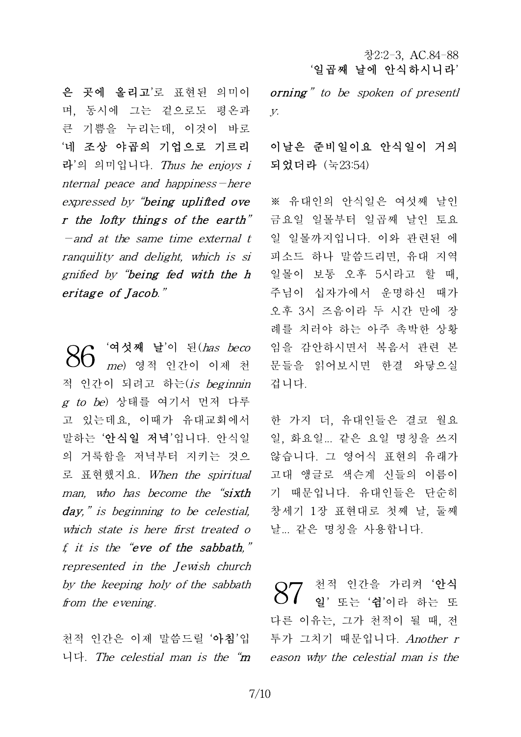**은 곳에 올리고**'로 표현된 의미이며, 동시에 그는 겉으로도 평온과 큰 기쁨을 누리는데, 이것이 바로 '**네 조상 야곱의 기업으로 기르리라**'의 의미입니다. *Thus he enjoys internal peace and happiness—here expressed by "**being uplifted over the lofty things of the earth**"—and at the same time external tranquility and delight, which is signified by "**being fed with the heritage of Jacob.**"*

**86** '**여섯째 날**'이 된(*has become*) 영적 인간이 이제 천적 인간이 되려고 하는(*is beginning to be*) 상태를 여기서 먼저 다루고 있는데요, 이때가 유대교회에서 말하는 '**안식일 저녁**'입니다. 안식일의 거룩함을 저녁부터 지키는 것으로 표현했지요. *When the spiritual man, who has become the "**sixth day,**" is beginning to be celestial, which state is here first treated of, it is the "**eve of the sabbath,**" represented in the Jewish church by the keeping holy of the sabbath from the evening.*

천적 인간은 이제 말씀드릴 '**아침**'입니다. *The celestial man is the "**morning**" to be spoken of presently.*

**이날은 준비일이요 안식일이 거의 되었더라** (눅23:54)

※ 유대인의 안식일은 여섯째 날인 금요일 일몰부터 일곱째 날인 토요일 일몰까지입니다. 이와 관련된 에피소드 하나 말씀드리면, 유대 지역 일몰이 보통 오후 5시라고 할 때, 주님이 십자가에서 운명하신 때가 오후 3시 즈음이라 두 시간 만에 장례를 치러야 하는 아주 촉박한 상황임을 감안하시면서 복음서 관련 본문들을 읽어보시면 한결 와닿으실 겁니다.

한 가지 더, 유대인들은 결코 월요일, 화요일... 같은 요일 명칭을 쓰지 않습니다. 그 영어식 표현의 유래가 고대 앵글로 색슨계 신들의 이름이기 때문입니다. 유대인들은 단순히 창세기 1장 표현대로 첫째 날, 둘째 날... 같은 명칭을 사용합니다.

**87** 천적 인간을 가리켜 '**안식일**' 또는 '**쉼**'이라 하는 또 다른 이유는, 그가 천적이 될 때, 전투가 그치기 때문입니다. *Another reason why the celestial man is the*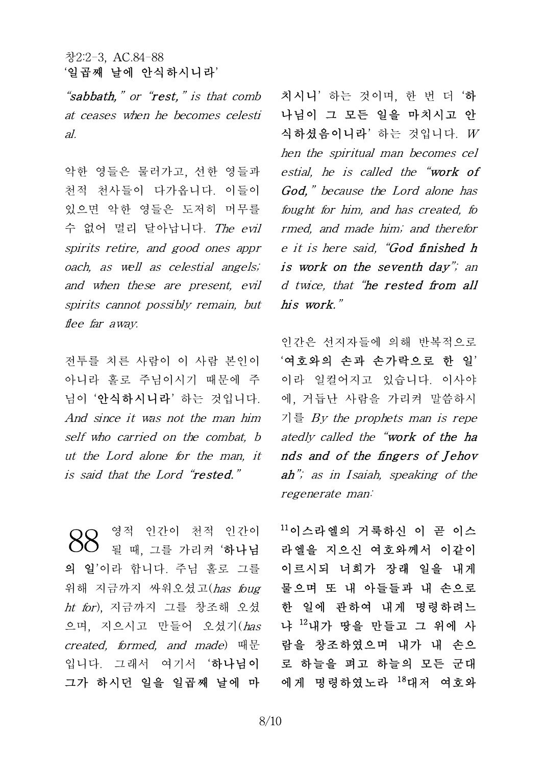창2:2-3, AC.84-88
**'일곱째 날에 안식하시니라'**

*"**sabbath**," or "**rest**," is that combat ceases when he becomes celestial.*

악한 영들은 물러가고, 선한 영들과 천적 천사들이 다가옵니다. 이들이 있으면 악한 영들은 도저히 머무를 수 없어 멀리 달아납니다. *The evil spirits retire, and good ones approach, as well as celestial angels; and when these are present, evil spirits cannot possibly remain, but flee far away.*

전투를 치른 사람이 이 사람 본인이 아니라 홀로 주님이시기 때문에 주님이 '**안식하시니라**' 하는 것입니다. *And since it was not the man himself who carried on the combat, but the Lord alone for the man, it is said that the Lord "**rested**."*

**88** 영적 인간이 천적 인간이 될 때, 그를 가리켜 '**하나님의 일**'이라 합니다. 주님 홀로 그를 위해 지금까지 싸워오셨고(*has fought for*), 지금까지 그를 창조해 오셨으며, 지으시고 만들어 오셨기(*has created, formed, and made*) 때문입니다. 그래서 여기서 '**하나님이 그가 하시던 일을 일곱째 날에 마치시니**' 하는 것이며, 한 번 더 '**하나님이 그 모든 일을 마치시고 안식하셨음이니라**' 하는 것입니다. *When the spiritual man becomes celestial, he is called the "**work of God**," because the Lord alone has fought for him, and has created, formed, and made him; and therefore it is here said, "**God finished his work on the seventh day**"; and twice, that "**he rested from all his work**."*

인간은 선지자들에 의해 반복적으로 '**여호와의 손과 손가락으로 한 일**'이라 일컬어지고 있습니다. 이사야에, 거듭난 사람을 가리켜 말씀하시기를 *By the prophets man is repeatedly called the "**work of the hands and of the fingers of Jehovah**"; as in Isaiah, speaking of the regenerate man:*

**[11]이스라엘의 거룩하신 이 곧 이스라엘을 지으신 여호와께서 이같이 이르시되 너희가 장래 일을 내게 물으며 또 내 아들들과 내 손으로 한 일에 관하여 내게 명령하려느냐 [12]내가 땅을 만들고 그 위에 사람을 창조하였으며 내가 내 손으로 하늘을 펴고 하늘의 모든 군대에게 명령하였노라 [18]대저 여호와**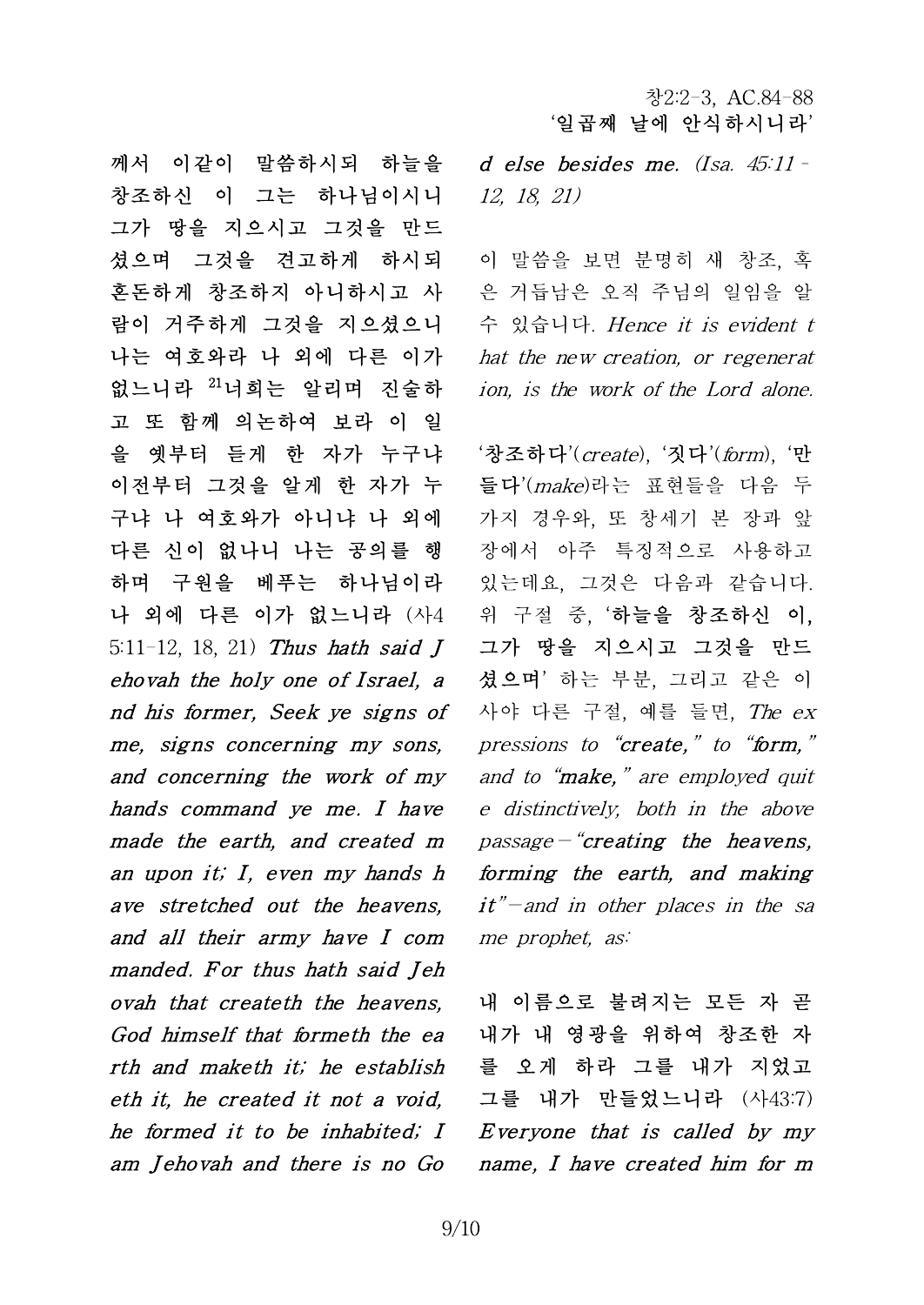께서 이같이 말씀하시되 하늘을 창조하신 이 그는 하나님이시니 그가 땅을 지으시고 그것을 만드셨으며 그것을 견고하게 하시되 혼돈하게 창조하지 아니하시고 사람이 거주하게 그것을 지으셨으니 나는 여호와라 나 외에 다른 이가 없느니라 [21]너희는 알리며 진술하고 또 함께 의논하여 보라 이 일을 옛부터 듣게 한 자가 누구냐 이전부터 그것을 알게 한 자가 누구냐 나 여호와가 아니냐 나 외에 다른 신이 없나니 나는 공의를 행하며 구원을 베푸는 하나님이라 나 외에 다른 이가 없느니라** (사45:11-12, 18, 21) ***Thus hath said Jehovah the holy one of Israel, and his former, Seek ye signs of me, signs concerning my sons, and concerning the work of my hands command ye me. I have made the earth, and created man upon it; I, even my hands have stretched out the heavens, and all their army have I commanded. For thus hath said Jehovah that createth the heavens, God himself that formeth the earth and maketh it; he establisheth it, he created it not a void, he formed it to be inhabited; I am Jehovah and there is no God else besides me.*** *(Isa. 45:11-12, 18, 21)*

이 말씀을 보면 분명히 새 창조, 혹은 거듭남은 오직 주님의 일임을 알 수 있습니다. *Hence it is evident that the new creation, or regeneration, is the work of the Lord alone.*

'**창조하다**'(*create*), '**짓다**'(*form*), '**만들다**'(*make*)라는 표현들을 다음 두 가지 경우와, 또 창세기 본 장과 앞 장에서 아주 특징적으로 사용하고 있는데요, 그것은 다음과 같습니다. 위 구절 중, '**하늘을 창조하신 이, 그가 땅을 지으시고 그것을 만드셨으며**' 하는 부분, 그리고 같은 이사야 다른 구절, 예를 들면, *The expressions to "**create**," to "**form**," and to "**make**," are employed quite distinctively, both in the above passage—"**creating the heavens, forming the earth, and making it**"—and in other places in the same prophet, as:*

**내 이름으로 불려지는 모든 자 곧 내가 내 영광을 위하여 창조한 자를 오게 하라 그를 내가 지었고 그를 내가 만들었느니라** (사43:7) ***Everyone that is called by my name, I have created him for m***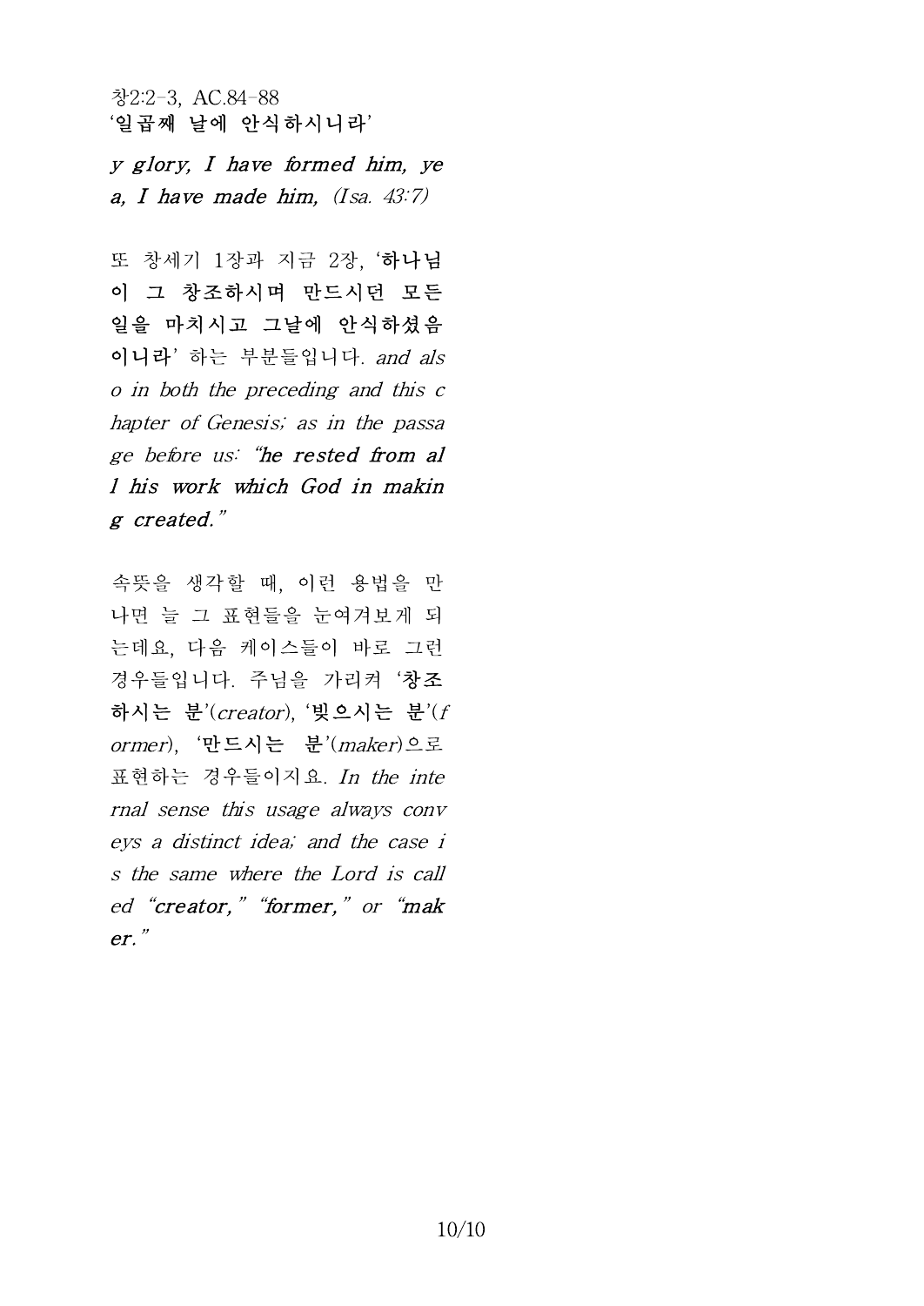창2:2-3, AC.84-88
**'일곱째 날에 안식하시니라'**

***y glory, I have formed him, yea, I have made him,*** *(Isa. 43:7)*

또 창세기 1장과 지금 2장, '**하나님이 그 창조하시며 만드시던 모든 일을 마치시고 그날에 안식하셨음이니라**' 하는 부분들입니다. *and also in both the preceding and this chapter of Genesis; as in the passage before us: "**he rested from all his work which God in making created.**"*

속뜻을 생각할 때, 이런 용법을 만나면 늘 그 표현들을 눈여겨보게 되는데요, 다음 케이스들이 바로 그런 경우들입니다. 주님을 가리켜 '**창조하시는 분**'(*creator*), '**빚으시는 분**'(*former*), '**만드시는 분**'(*maker*)으로 표현하는 경우들이지요. *In the internal sense this usage always conveys a distinct idea; and the case is the same where the Lord is called "**creator,**" "**former,**" or "**maker.**"*